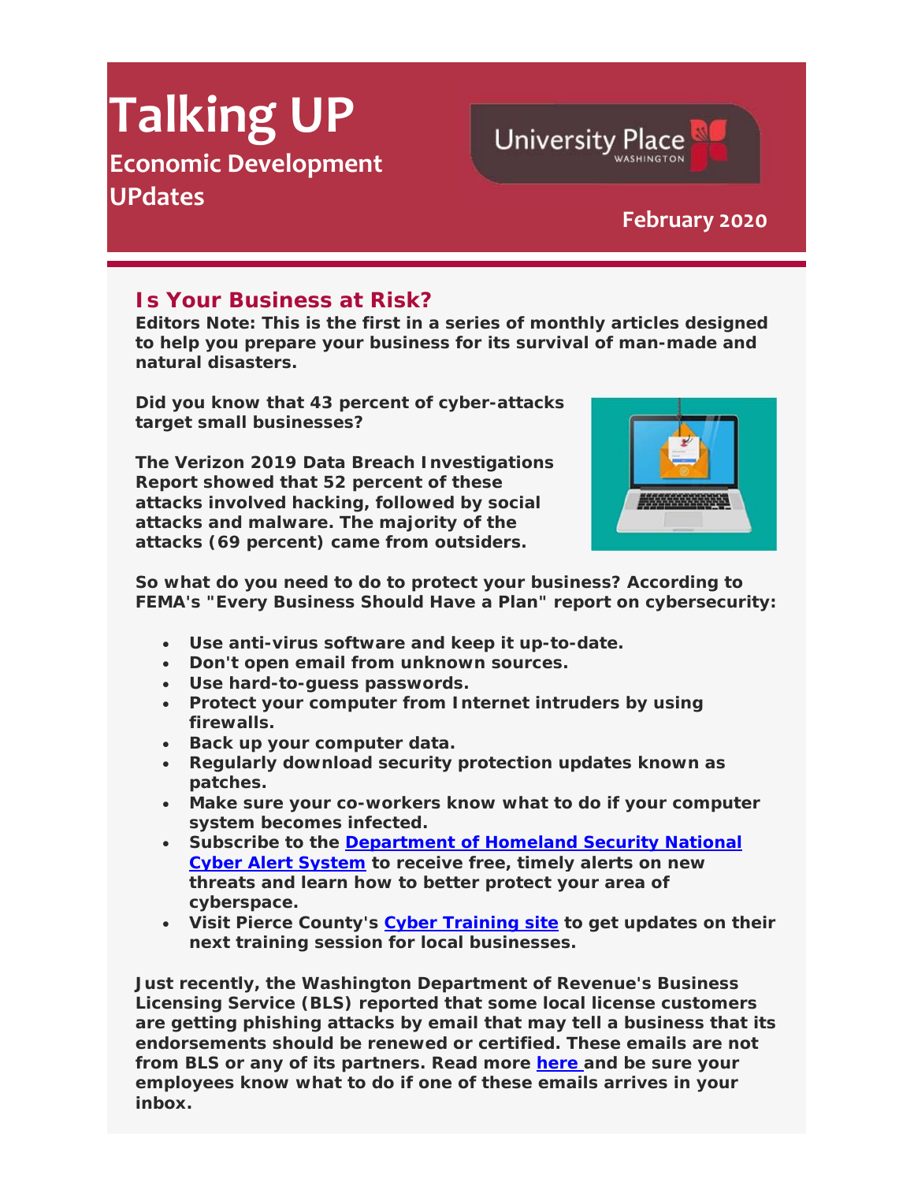# Talking UP

## Economic Development UPdates

University Place WASHINGTON

February 2020

## Is Your Business at Risk?

**Editors Note: This is the first in a series of monthly articles designed to help you prepare your business for its survival of man-made and natural disasters.**

**Did you know that 43 percent of cyber-attacks target small businesses?**

**The Verizon 2019 Data Breach Investigations Report showed that 52 percent of these attacks involved hacking, followed by social attacks and malware. The majority of the attacks (69 percent) came from outsiders.**

**So what do you need to do to protect your business? According to FEMA's "Every Business Should Have a Plan" report on cybersecurity:**

- **Use anti-virus software and keep it up-to-date.**
- **Don't open email from unknown sources.**
- **Use hard-to-guess passwords.**
- **Protect your computer from Internet intruders by using firewalls.**
- **Back up your computer data.**
- **Regularly download security protection updates known as patches.**
- **Make sure your co-workers know what to do if your computer system becomes infected.**
- **Subscribe to the Department of Homeland Security National Cyber Alert System to receive free, timely alerts on new threats and learn how to better protect your area of cyberspace.**
- **Visit Pierce County's Cyber Training site to get updates on their next training session for local businesses.**

**Just recently, the Washington Department of Revenue's Business Licensing Service (BLS) reported that some local license customers are getting phishing attacks by email that may tell a business that its endorsements should be renewed or certified. These emails are not from BLS or any of its partners. Read more here and be sure your employees know what to do if one of these emails arrives in your inbox.**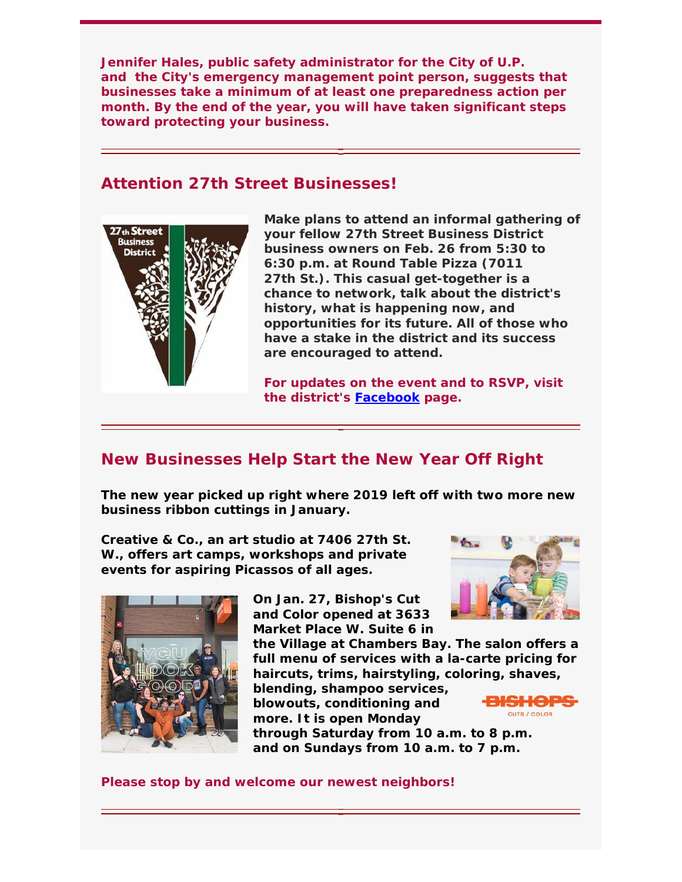**Jennifer Hales, public safety administrator for the City of U.P. and the City's emergency management point person, suggests that businesses take a minimum of at least one preparedness action per month. By the end of the year, you will have taken significant steps toward protecting your business.**

## Attention 27th Street Businesses!

**Make plans to attend an informal gathering of your fellow 27th Street Business District business owners on Feb. 26 from 5:30 to 6:30 p.m. at Round Table Pizza (7011 27th St.). This casual get-together is a chance to network, talk about the district's history, what is happening now, and opportunities for its future. All of those who have a stake in the district and its success are encouraged to attend.**

**For updates on the event and to RSVP, visit the district's Facebook page.**

## New Businesses Help Start the New Year Off Right

**The new year picked up right where 2019 left off with two more new business ribbon cuttings in January.**

**Creative & Co., an art studio at 7406 27th St. W., offers art camps, workshops and private events for aspiring Picassos of all ages.**

**On Jan. 27, Bishop's Cut and Color opened at 3633 Market Place W. Suite 6 in the Village at Chambers Bay. The salon offers a full menu of services with a la-carte pricing for haircuts, trims, hairstyling, coloring, shaves, blending, shampoo services, blowouts, conditioning and more. It is open Monday through Saturday from 10 a.m. to 8 p.m. and on Sundays from 10 a.m. to 7 p.m.**

**Please stop by and welcome our newest neighbors!**